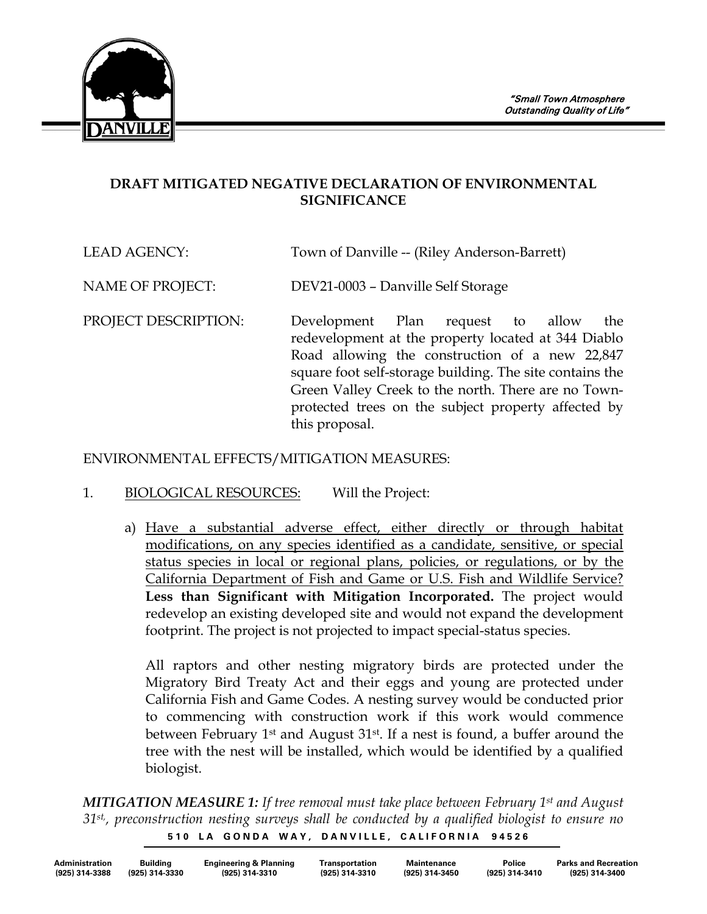"Small Town Atmosphere
Outstanding Quality of Life"

# DRAFT MITIGATED NEGATIVE DECLARATION OF ENVIRONMENTAL SIGNIFICANCE

LEAD AGENCY: Town of Danville -- (Riley Anderson-Barrett)

NAME OF PROJECT: DEV21-0003 – Danville Self Storage

PROJECT DESCRIPTION: Development Plan request to allow the redevelopment at the property located at 344 Diablo Road allowing the construction of a new 22,847 square foot self-storage building. The site contains the Green Valley Creek to the north. There are no Town-protected trees on the subject property affected by this proposal.

ENVIRONMENTAL EFFECTS/MITIGATION MEASURES:

1. BIOLOGICAL RESOURCES: Will the Project:

   a) Have a substantial adverse effect, either directly or through habitat modifications, on any species identified as a candidate, sensitive, or special status species in local or regional plans, policies, or regulations, or by the California Department of Fish and Game or U.S. Fish and Wildlife Service? **Less than Significant with Mitigation Incorporated.** The project would redevelop an existing developed site and would not expand the development footprint. The project is not projected to impact special-status species.

   All raptors and other nesting migratory birds are protected under the Migratory Bird Treaty Act and their eggs and young are protected under California Fish and Game Codes. A nesting survey would be conducted prior to commencing with construction work if this work would commence between February 1st and August 31st. If a nest is found, a buffer around the tree with the nest will be installed, which would be identified by a qualified biologist.

***MITIGATION MEASURE 1:*** *If tree removal must take place between February 1st and August 31st, preconstruction nesting surveys shall be conducted by a qualified biologist to ensure no*

510 LA GONDA WAY, DANVILLE, CALIFORNIA 94526

| Administration | Building | Engineering & Planning | Transportation | Maintenance | Police | Parks and Recreation |
|---|---|---|---|---|---|---|
| (925) 314-3388 | (925) 314-3330 | (925) 314-3310 | (925) 314-3310 | (925) 314-3450 | (925) 314-3410 | (925) 314-3400 |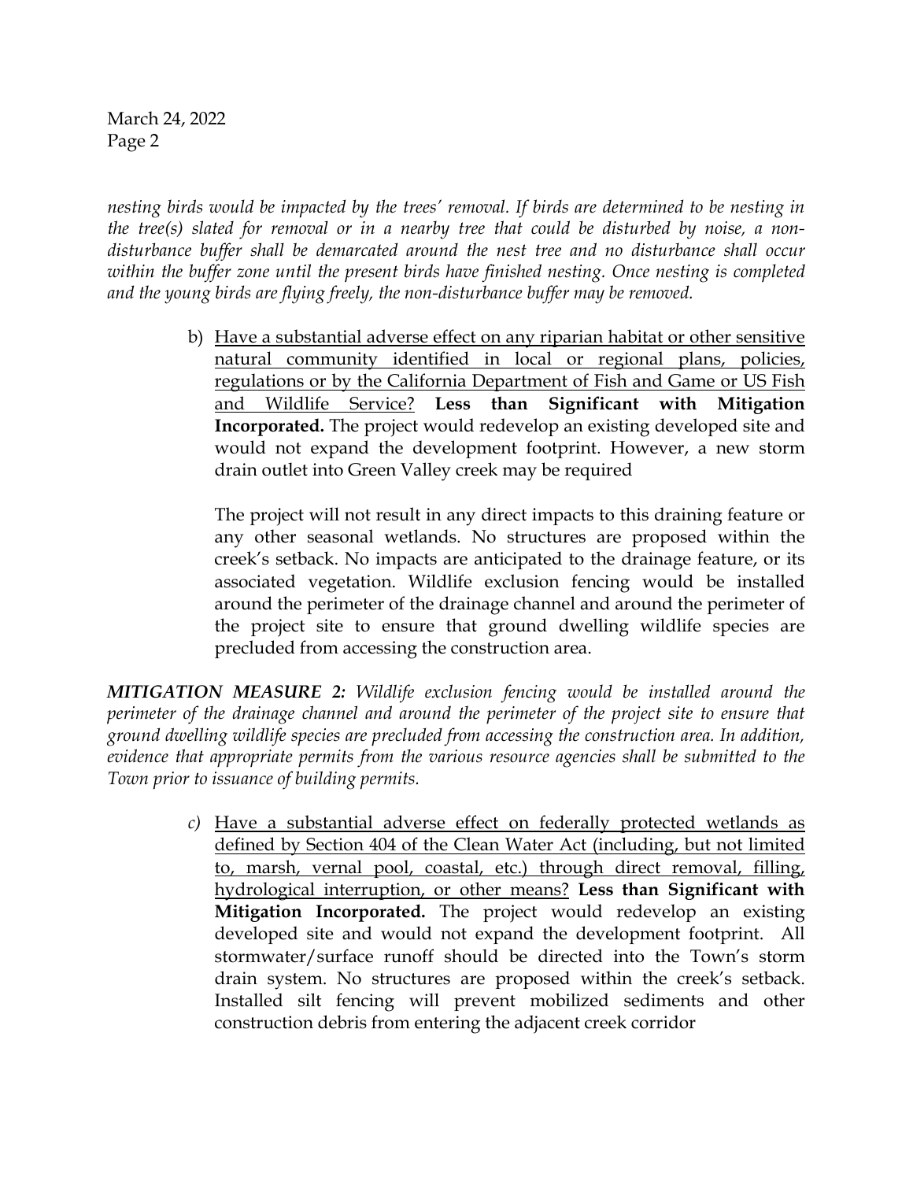*nesting birds would be impacted by the trees' removal. If birds are determined to be nesting in the tree(s) slated for removal or in a nearby tree that could be disturbed by noise, a non-disturbance buffer shall be demarcated around the nest tree and no disturbance shall occur within the buffer zone until the present birds have finished nesting. Once nesting is completed and the young birds are flying freely, the non-disturbance buffer may be removed.*

b) <u>Have a substantial adverse effect on any riparian habitat or other sensitive natural community identified in local or regional plans, policies, regulations or by the California Department of Fish and Game or US Fish and Wildlife Service?</u> **Less than Significant with Mitigation Incorporated.** The project would redevelop an existing developed site and would not expand the development footprint. However, a new storm drain outlet into Green Valley creek may be required

The project will not result in any direct impacts to this draining feature or any other seasonal wetlands. No structures are proposed within the creek's setback. No impacts are anticipated to the drainage feature, or its associated vegetation. Wildlife exclusion fencing would be installed around the perimeter of the drainage channel and around the perimeter of the project site to ensure that ground dwelling wildlife species are precluded from accessing the construction area.

***MITIGATION MEASURE 2:*** *Wildlife exclusion fencing would be installed around the perimeter of the drainage channel and around the perimeter of the project site to ensure that ground dwelling wildlife species are precluded from accessing the construction area. In addition, evidence that appropriate permits from the various resource agencies shall be submitted to the Town prior to issuance of building permits.*

*c)* <u>Have a substantial adverse effect on federally protected wetlands as defined by Section 404 of the Clean Water Act (including, but not limited to, marsh, vernal pool, coastal, etc.) through direct removal, filling, hydrological interruption, or other means?</u> **Less than Significant with Mitigation Incorporated.** The project would redevelop an existing developed site and would not expand the development footprint. All stormwater/surface runoff should be directed into the Town's storm drain system. No structures are proposed within the creek's setback. Installed silt fencing will prevent mobilized sediments and other construction debris from entering the adjacent creek corridor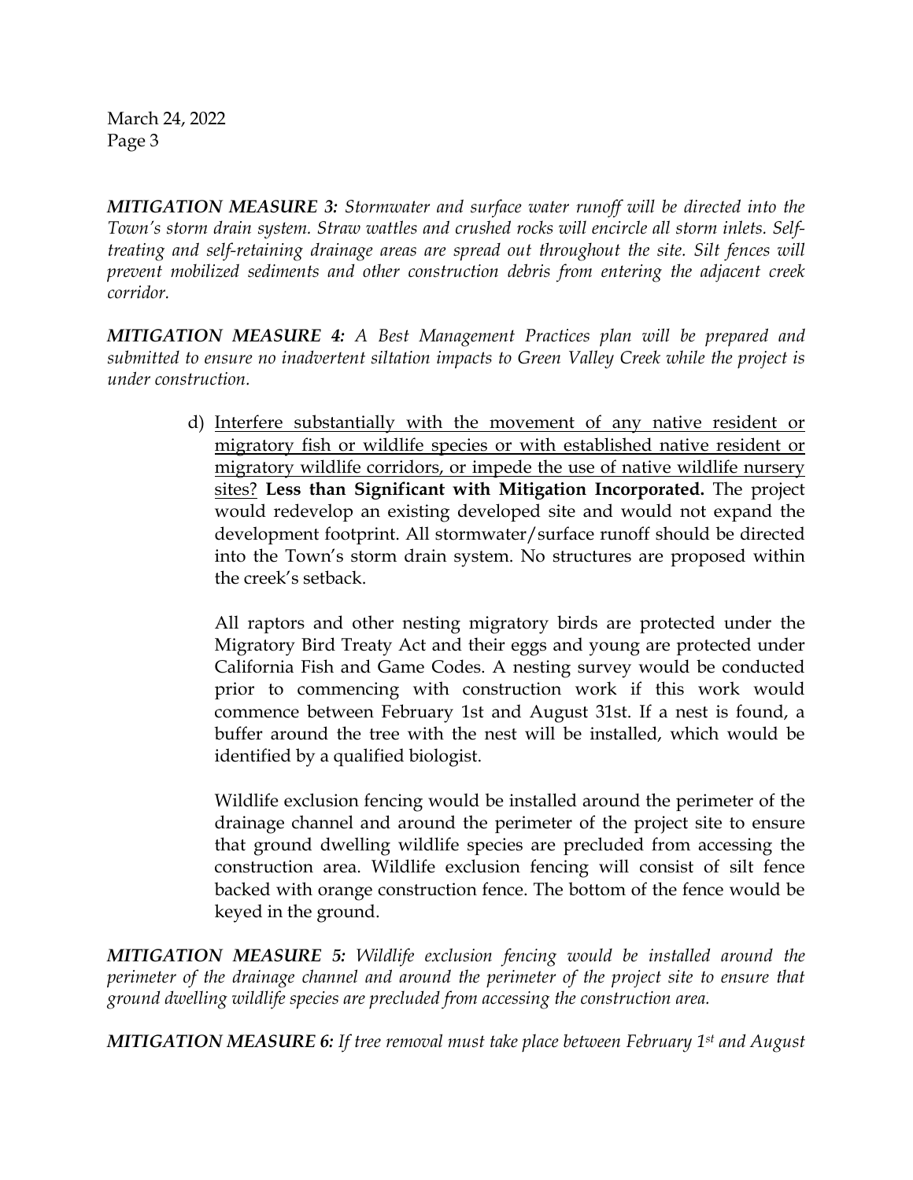***MITIGATION MEASURE 3:*** *Stormwater and surface water runoff will be directed into the Town's storm drain system. Straw wattles and crushed rocks will encircle all storm inlets. Self-treating and self-retaining drainage areas are spread out throughout the site. Silt fences will prevent mobilized sediments and other construction debris from entering the adjacent creek corridor.*

***MITIGATION MEASURE 4:*** *A Best Management Practices plan will be prepared and submitted to ensure no inadvertent siltation impacts to Green Valley Creek while the project is under construction.*

d) <u>Interfere substantially with the movement of any native resident or migratory fish or wildlife species or with established native resident or migratory wildlife corridors, or impede the use of native wildlife nursery sites?</u> **Less than Significant with Mitigation Incorporated.** The project would redevelop an existing developed site and would not expand the development footprint. All stormwater/surface runoff should be directed into the Town's storm drain system. No structures are proposed within the creek's setback.

All raptors and other nesting migratory birds are protected under the Migratory Bird Treaty Act and their eggs and young are protected under California Fish and Game Codes. A nesting survey would be conducted prior to commencing with construction work if this work would commence between February 1st and August 31st. If a nest is found, a buffer around the tree with the nest will be installed, which would be identified by a qualified biologist.

Wildlife exclusion fencing would be installed around the perimeter of the drainage channel and around the perimeter of the project site to ensure that ground dwelling wildlife species are precluded from accessing the construction area. Wildlife exclusion fencing will consist of silt fence backed with orange construction fence. The bottom of the fence would be keyed in the ground.

***MITIGATION MEASURE 5:*** *Wildlife exclusion fencing would be installed around the perimeter of the drainage channel and around the perimeter of the project site to ensure that ground dwelling wildlife species are precluded from accessing the construction area.*

***MITIGATION MEASURE 6:*** *If tree removal must take place between February 1st and August*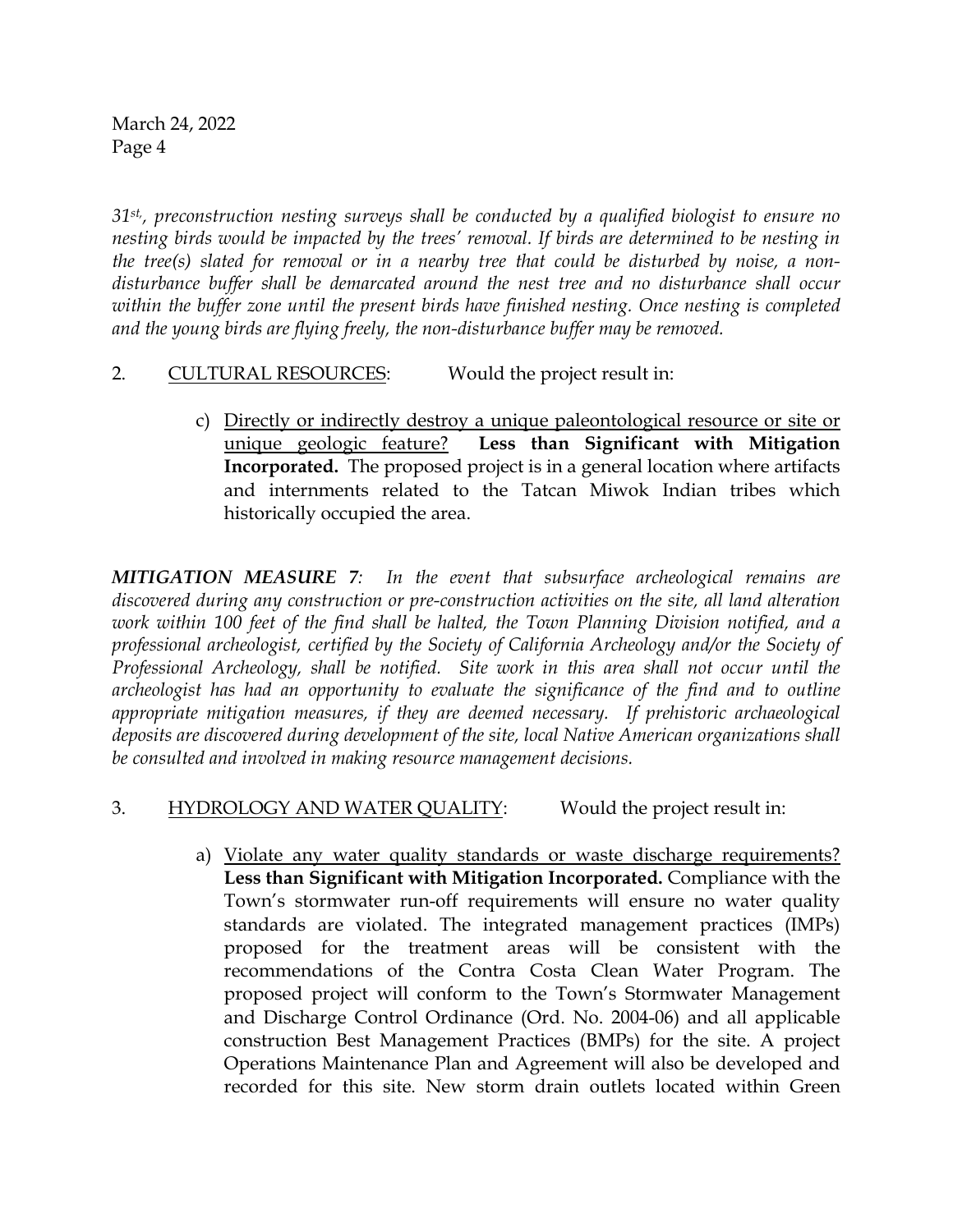*31st., preconstruction nesting surveys shall be conducted by a qualified biologist to ensure no nesting birds would be impacted by the trees' removal. If birds are determined to be nesting in the tree(s) slated for removal or in a nearby tree that could be disturbed by noise, a non-disturbance buffer shall be demarcated around the nest tree and no disturbance shall occur within the buffer zone until the present birds have finished nesting. Once nesting is completed and the young birds are flying freely, the non-disturbance buffer may be removed.*

2. <u>CULTURAL RESOURCES</u>: Would the project result in:

   c) <u>Directly or indirectly destroy a unique paleontological resource or site or unique geologic feature?</u> **Less than Significant with Mitigation Incorporated.** The proposed project is in a general location where artifacts and internments related to the Tatcan Miwok Indian tribes which historically occupied the area.

***MITIGATION MEASURE 7****: In the event that subsurface archeological remains are discovered during any construction or pre-construction activities on the site, all land alteration work within 100 feet of the find shall be halted, the Town Planning Division notified, and a professional archeologist, certified by the Society of California Archeology and/or the Society of Professional Archeology, shall be notified. Site work in this area shall not occur until the archeologist has had an opportunity to evaluate the significance of the find and to outline appropriate mitigation measures, if they are deemed necessary. If prehistoric archaeological deposits are discovered during development of the site, local Native American organizations shall be consulted and involved in making resource management decisions.*

3. <u>HYDROLOGY AND WATER QUALITY</u>: Would the project result in:

   a) <u>Violate any water quality standards or waste discharge requirements?</u> **Less than Significant with Mitigation Incorporated.** Compliance with the Town's stormwater run-off requirements will ensure no water quality standards are violated. The integrated management practices (IMPs) proposed for the treatment areas will be consistent with the recommendations of the Contra Costa Clean Water Program. The proposed project will conform to the Town's Stormwater Management and Discharge Control Ordinance (Ord. No. 2004-06) and all applicable construction Best Management Practices (BMPs) for the site. A project Operations Maintenance Plan and Agreement will also be developed and recorded for this site. New storm drain outlets located within Green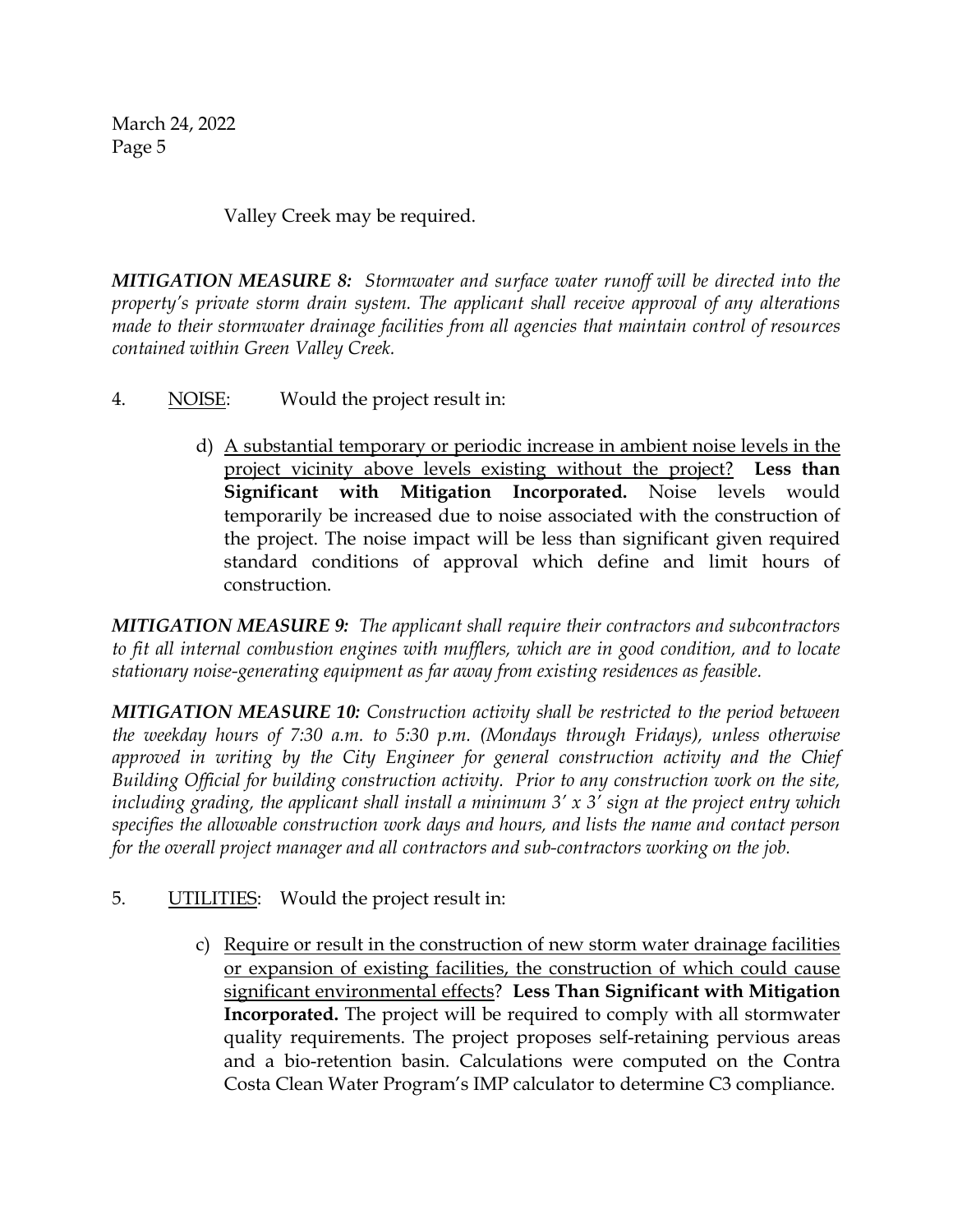Valley Creek may be required.

***MITIGATION MEASURE 8:*** *Stormwater and surface water runoff will be directed into the property's private storm drain system. The applicant shall receive approval of any alterations made to their stormwater drainage facilities from all agencies that maintain control of resources contained within Green Valley Creek.*

4. NOISE: Would the project result in:

   d) A substantial temporary or periodic increase in ambient noise levels in the project vicinity above levels existing without the project? **Less than Significant with Mitigation Incorporated.** Noise levels would temporarily be increased due to noise associated with the construction of the project. The noise impact will be less than significant given required standard conditions of approval which define and limit hours of construction.

***MITIGATION MEASURE 9:*** *The applicant shall require their contractors and subcontractors to fit all internal combustion engines with mufflers, which are in good condition, and to locate stationary noise-generating equipment as far away from existing residences as feasible.*

***MITIGATION MEASURE 10:*** *Construction activity shall be restricted to the period between the weekday hours of 7:30 a.m. to 5:30 p.m. (Mondays through Fridays), unless otherwise approved in writing by the City Engineer for general construction activity and the Chief Building Official for building construction activity. Prior to any construction work on the site, including grading, the applicant shall install a minimum 3' x 3' sign at the project entry which specifies the allowable construction work days and hours, and lists the name and contact person for the overall project manager and all contractors and sub-contractors working on the job.*

5. UTILITIES: Would the project result in:

   c) Require or result in the construction of new storm water drainage facilities or expansion of existing facilities, the construction of which could cause significant environmental effects? **Less Than Significant with Mitigation Incorporated.** The project will be required to comply with all stormwater quality requirements. The project proposes self-retaining pervious areas and a bio-retention basin. Calculations were computed on the Contra Costa Clean Water Program's IMP calculator to determine C3 compliance.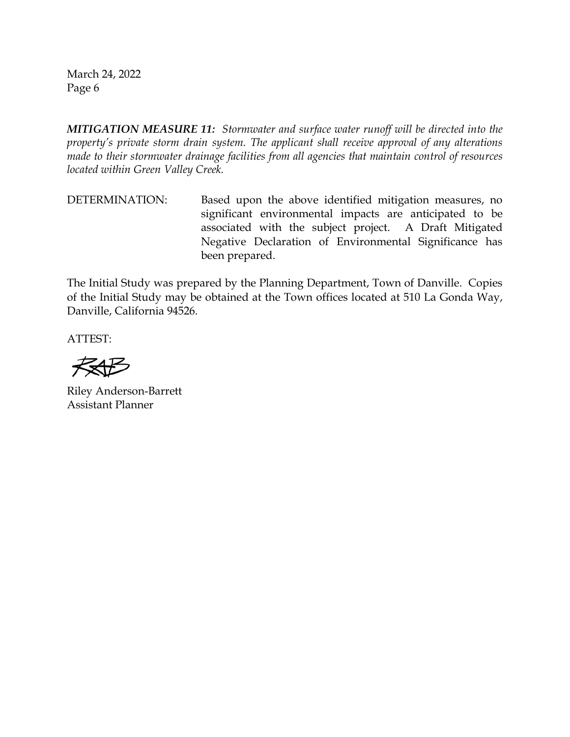*__MITIGATION MEASURE 11:__ Stormwater and surface water runoff will be directed into the property's private storm drain system. The applicant shall receive approval of any alterations made to their stormwater drainage facilities from all agencies that maintain control of resources located within Green Valley Creek.*

DETERMINATION: Based upon the above identified mitigation measures, no significant environmental impacts are anticipated to be associated with the subject project. A Draft Mitigated Negative Declaration of Environmental Significance has been prepared.

The Initial Study was prepared by the Planning Department, Town of Danville. Copies of the Initial Study may be obtained at the Town offices located at 510 La Gonda Way, Danville, California 94526.

ATTEST:

RAB

Riley Anderson-Barrett
Assistant Planner